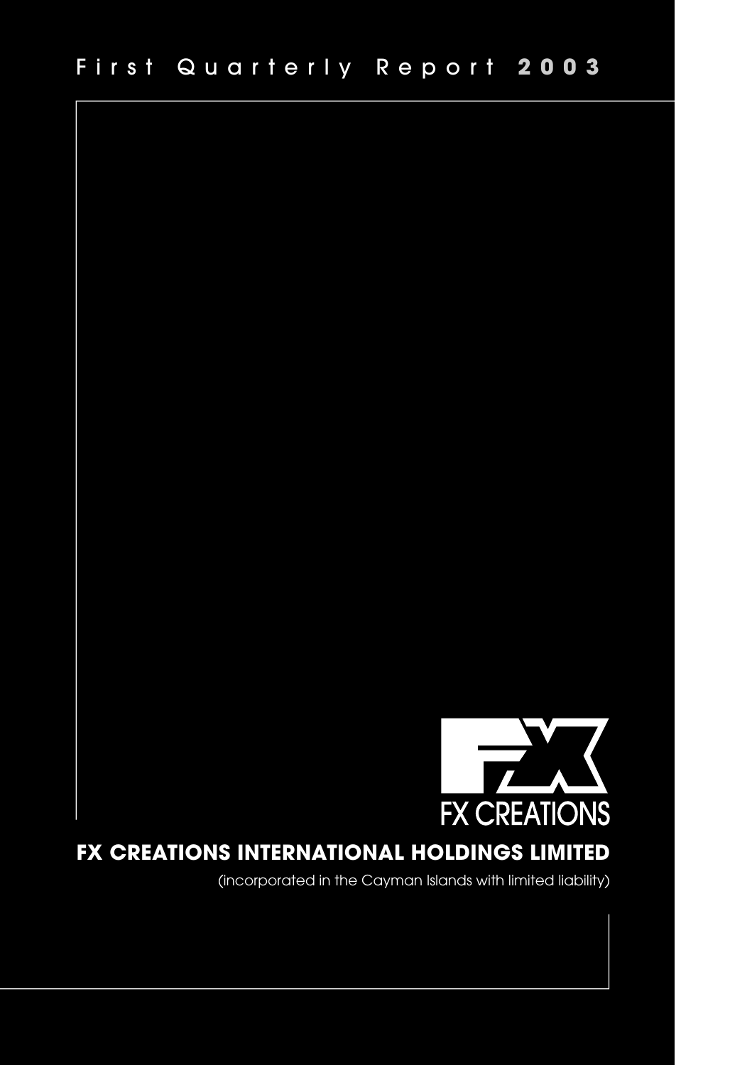# First Quarterly Report 2003

FX CREATIONS

## FX CREATIONS INTERNATIONAL HOLDINGS LIMITED

(incorporated in the Cayman Islands with limited liability)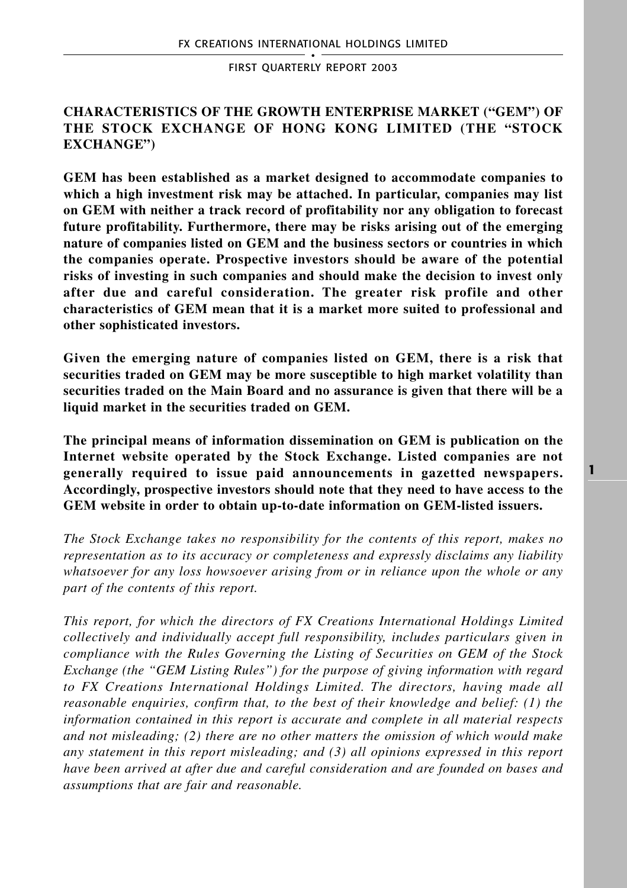## CHARACTERISTICS OF THE GROWTH ENTERPRISE MARKET ("GEM") OF THE STOCK EXCHANGE OF HONG KONG LIMITED (THE "STOCK EXCHANGE")

**GEM has been established as a market designed to accommodate companies to which a high investment risk may be attached. In particular, companies may list on GEM with neither a track record of profitability nor any obligation to forecast future profitability. Furthermore, there may be risks arising out of the emerging nature of companies listed on GEM and the business sectors or countries in which the companies operate. Prospective investors should be aware of the potential risks of investing in such companies and should make the decision to invest only after due and careful consideration. The greater risk profile and other characteristics of GEM mean that it is a market more suited to professional and other sophisticated investors.**

**Given the emerging nature of companies listed on GEM, there is a risk that securities traded on GEM may be more susceptible to high market volatility than securities traded on the Main Board and no assurance is given that there will be a liquid market in the securities traded on GEM.**

**The principal means of information dissemination on GEM is publication on the Internet website operated by the Stock Exchange. Listed companies are not generally required to issue paid announcements in gazetted newspapers. Accordingly, prospective investors should note that they need to have access to the GEM website in order to obtain up-to-date information on GEM-listed issuers.**

*The Stock Exchange takes no responsibility for the contents of this report, makes no representation as to its accuracy or completeness and expressly disclaims any liability whatsoever for any loss howsoever arising from or in reliance upon the whole or any part of the contents of this report.*

*This report, for which the directors of FX Creations International Holdings Limited collectively and individually accept full responsibility, includes particulars given in compliance with the Rules Governing the Listing of Securities on GEM of the Stock Exchange (the "GEM Listing Rules") for the purpose of giving information with regard to FX Creations International Holdings Limited. The directors, having made all reasonable enquiries, confirm that, to the best of their knowledge and belief: (1) the information contained in this report is accurate and complete in all material respects and not misleading; (2) there are no other matters the omission of which would make any statement in this report misleading; and (3) all opinions expressed in this report have been arrived at after due and careful consideration and are founded on bases and assumptions that are fair and reasonable.*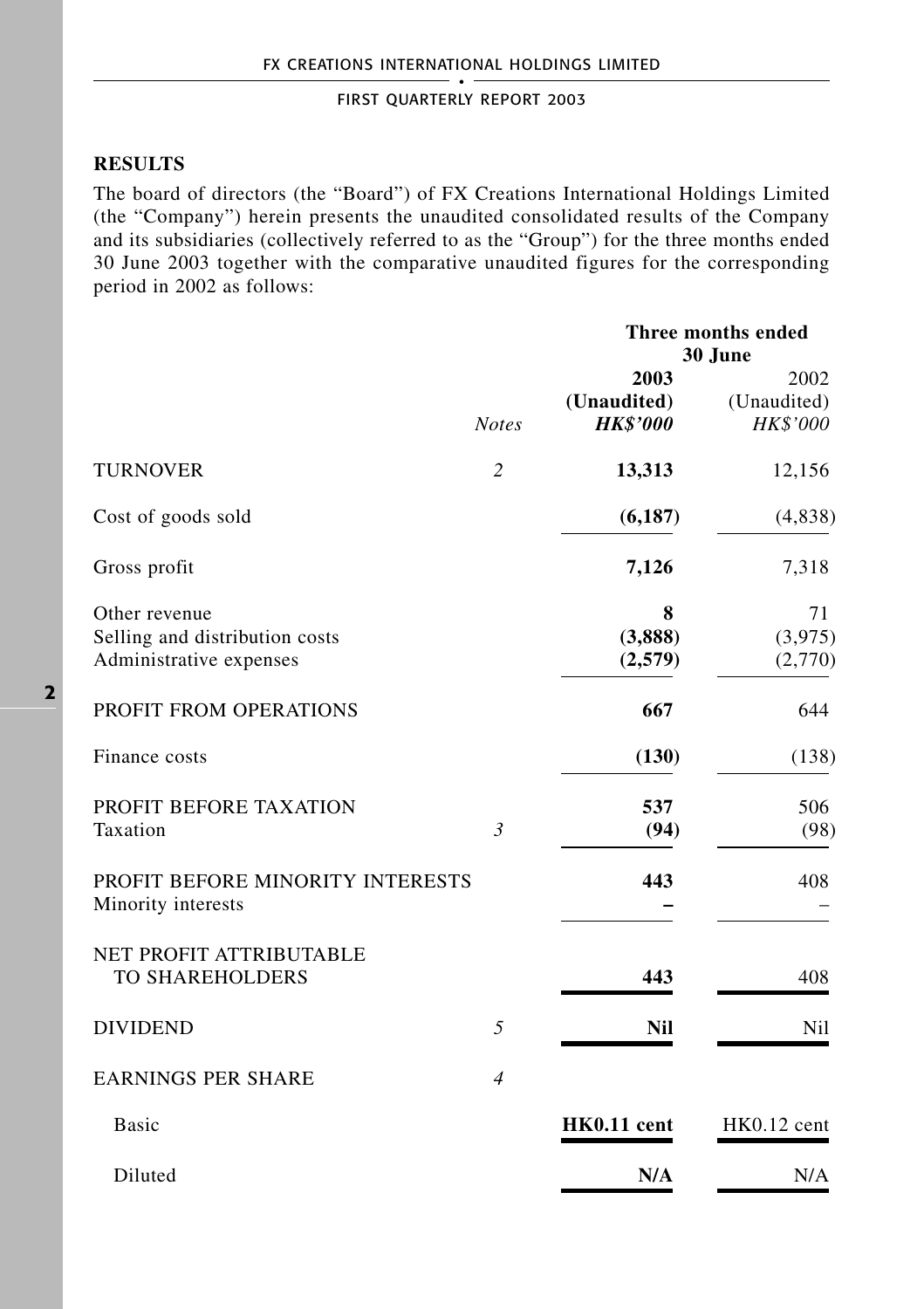## RESULTS

The board of directors (the "Board") of FX Creations International Holdings Limited (the "Company") herein presents the unaudited consolidated results of the Company and its subsidiaries (collectively referred to as the "Group") for the three months ended 30 June 2003 together with the comparative unaudited figures for the corresponding period in 2002 as follows:

| | | Three months ended 30 June | |
|---|---|---|---|
| | | **2003** | 2002 |
| | | **(Unaudited)** | (Unaudited) |
| | *Notes* | ***HK$'000*** | *HK$'000* |
| TURNOVER | *2* | **13,313** | 12,156 |
| Cost of goods sold | | **(6,187)** | (4,838) |
| Gross profit | | **7,126** | 7,318 |
| Other revenue | | **8** | 71 |
| Selling and distribution costs | | **(3,888)** | (3,975) |
| Administrative expenses | | **(2,579)** | (2,770) |
| PROFIT FROM OPERATIONS | | **667** | 644 |
| Finance costs | | **(130)** | (138) |
| PROFIT BEFORE TAXATION | | **537** | 506 |
| Taxation | *3* | **(94)** | (98) |
| PROFIT BEFORE MINORITY INTERESTS | | **443** | 408 |
| Minority interests | | **–** | – |
| NET PROFIT ATTRIBUTABLE TO SHAREHOLDERS | | **443** | 408 |
| DIVIDEND | *5* | **Nil** | Nil |
| EARNINGS PER SHARE | *4* | | |
| Basic | | **HK0.11 cent** | HK0.12 cent |
| Diluted | | **N/A** | N/A |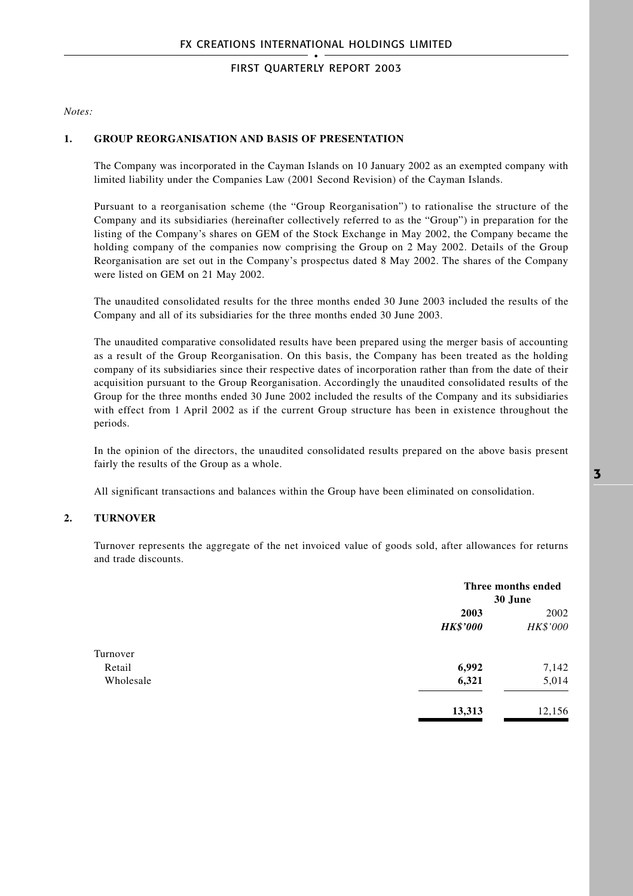*Notes:*

## 1. GROUP REORGANISATION AND BASIS OF PRESENTATION

The Company was incorporated in the Cayman Islands on 10 January 2002 as an exempted company with limited liability under the Companies Law (2001 Second Revision) of the Cayman Islands.

Pursuant to a reorganisation scheme (the "Group Reorganisation") to rationalise the structure of the Company and its subsidiaries (hereinafter collectively referred to as the "Group") in preparation for the listing of the Company's shares on GEM of the Stock Exchange in May 2002, the Company became the holding company of the companies now comprising the Group on 2 May 2002. Details of the Group Reorganisation are set out in the Company's prospectus dated 8 May 2002. The shares of the Company were listed on GEM on 21 May 2002.

The unaudited consolidated results for the three months ended 30 June 2003 included the results of the Company and all of its subsidiaries for the three months ended 30 June 2003.

The unaudited comparative consolidated results have been prepared using the merger basis of accounting as a result of the Group Reorganisation. On this basis, the Company has been treated as the holding company of its subsidiaries since their respective dates of incorporation rather than from the date of their acquisition pursuant to the Group Reorganisation. Accordingly the unaudited consolidated results of the Group for the three months ended 30 June 2002 included the results of the Company and its subsidiaries with effect from 1 April 2002 as if the current Group structure has been in existence throughout the periods.

In the opinion of the directors, the unaudited consolidated results prepared on the above basis present fairly the results of the Group as a whole.

All significant transactions and balances within the Group have been eliminated on consolidation.

## 2. TURNOVER

Turnover represents the aggregate of the net invoiced value of goods sold, after allowances for returns and trade discounts.

| | Three months ended 30 June | |
|---|---|---|
| | **2003** | 2002 |
| | ***HK$'000*** | *HK$'000* |
| Turnover | | |
| Retail | **6,992** | 7,142 |
| Wholesale | **6,321** | 5,014 |
| | **13,313** | 12,156 |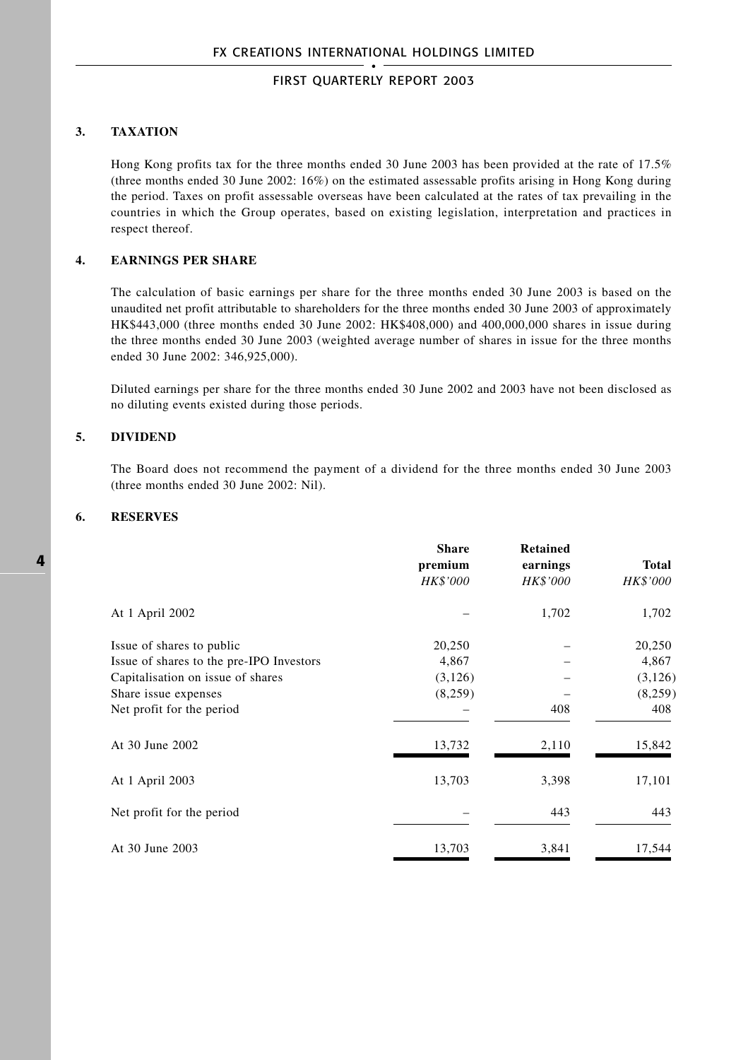### 3. TAXATION

Hong Kong profits tax for the three months ended 30 June 2003 has been provided at the rate of 17.5% (three months ended 30 June 2002: 16%) on the estimated assessable profits arising in Hong Kong during the period. Taxes on profit assessable overseas have been calculated at the rates of tax prevailing in the countries in which the Group operates, based on existing legislation, interpretation and practices in respect thereof.

### 4. EARNINGS PER SHARE

The calculation of basic earnings per share for the three months ended 30 June 2003 is based on the unaudited net profit attributable to shareholders for the three months ended 30 June 2003 of approximately HK$443,000 (three months ended 30 June 2002: HK$408,000) and 400,000,000 shares in issue during the three months ended 30 June 2003 (weighted average number of shares in issue for the three months ended 30 June 2002: 346,925,000).

Diluted earnings per share for the three months ended 30 June 2002 and 2003 have not been disclosed as no diluting events existed during those periods.

### 5. DIVIDEND

The Board does not recommend the payment of a dividend for the three months ended 30 June 2003 (three months ended 30 June 2002: Nil).

### 6. RESERVES

| | **Share premium** *HK$'000* | **Retained earnings** *HK$'000* | **Total** *HK$'000* |
|---|---|---|---|
| At 1 April 2002 | – | 1,702 | 1,702 |
| Issue of shares to public | 20,250 | – | 20,250 |
| Issue of shares to the pre-IPO Investors | 4,867 | – | 4,867 |
| Capitalisation on issue of shares | (3,126) | – | (3,126) |
| Share issue expenses | (8,259) | – | (8,259) |
| Net profit for the period | – | 408 | 408 |
| At 30 June 2002 | 13,732 | 2,110 | 15,842 |
| At 1 April 2003 | 13,703 | 3,398 | 17,101 |
| Net profit for the period | – | 443 | 443 |
| At 30 June 2003 | 13,703 | 3,841 | 17,544 |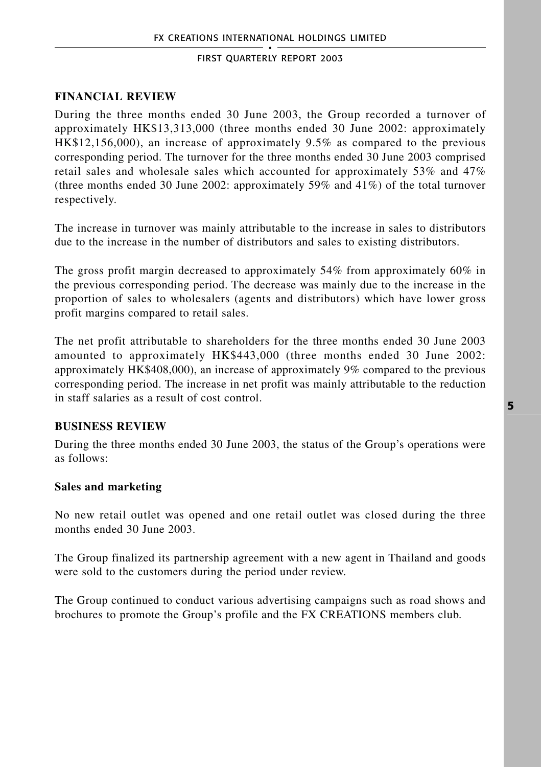## FINANCIAL REVIEW

During the three months ended 30 June 2003, the Group recorded a turnover of approximately HK$13,313,000 (three months ended 30 June 2002: approximately HK$12,156,000), an increase of approximately 9.5% as compared to the previous corresponding period. The turnover for the three months ended 30 June 2003 comprised retail sales and wholesale sales which accounted for approximately 53% and 47% (three months ended 30 June 2002: approximately 59% and 41%) of the total turnover respectively.

The increase in turnover was mainly attributable to the increase in sales to distributors due to the increase in the number of distributors and sales to existing distributors.

The gross profit margin decreased to approximately 54% from approximately 60% in the previous corresponding period. The decrease was mainly due to the increase in the proportion of sales to wholesalers (agents and distributors) which have lower gross profit margins compared to retail sales.

The net profit attributable to shareholders for the three months ended 30 June 2003 amounted to approximately HK$443,000 (three months ended 30 June 2002: approximately HK$408,000), an increase of approximately 9% compared to the previous corresponding period. The increase in net profit was mainly attributable to the reduction in staff salaries as a result of cost control.

## BUSINESS REVIEW

During the three months ended 30 June 2003, the status of the Group's operations were as follows:

### Sales and marketing

No new retail outlet was opened and one retail outlet was closed during the three months ended 30 June 2003.

The Group finalized its partnership agreement with a new agent in Thailand and goods were sold to the customers during the period under review.

The Group continued to conduct various advertising campaigns such as road shows and brochures to promote the Group's profile and the FX CREATIONS members club.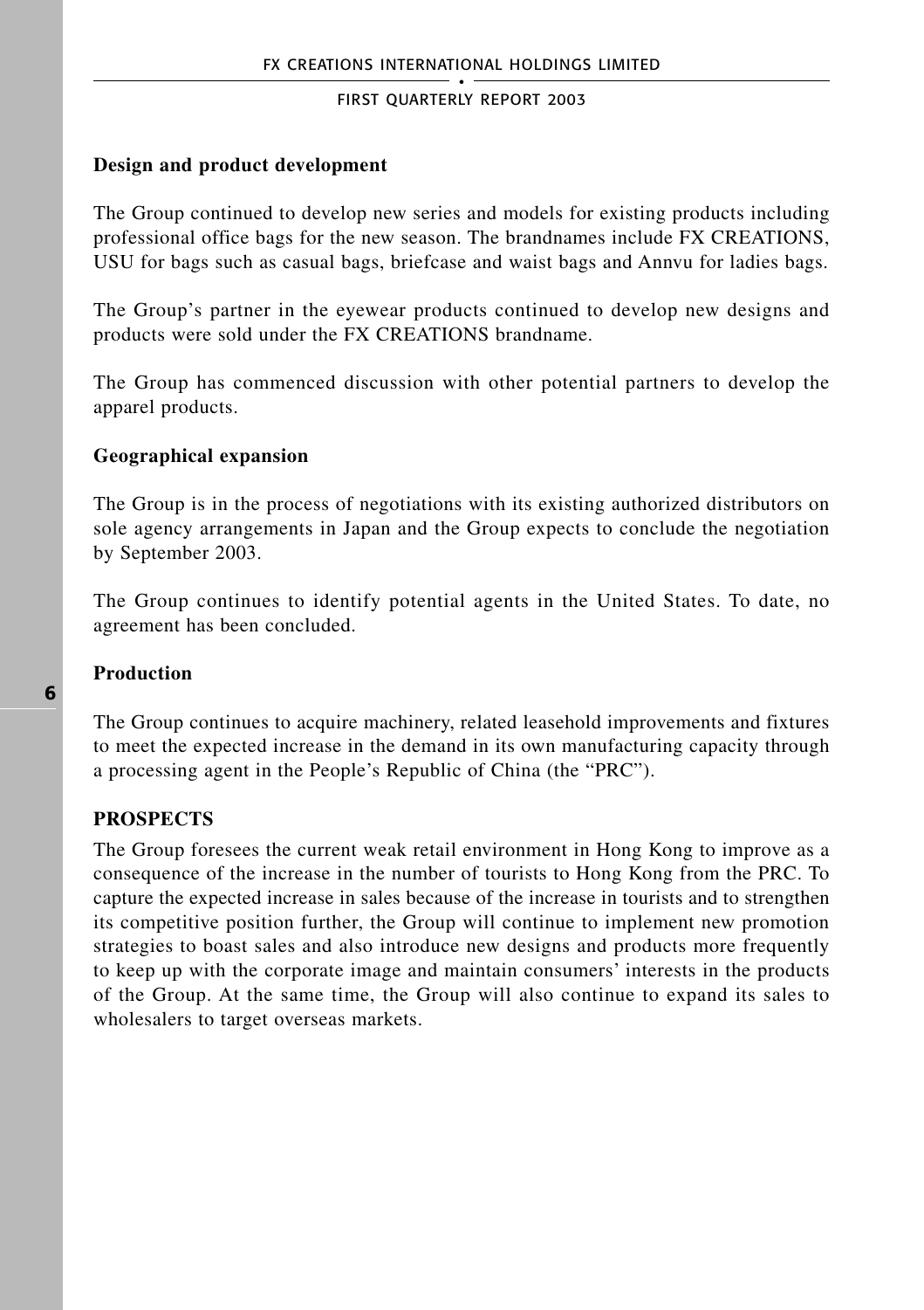### Design and product development

The Group continued to develop new series and models for existing products including professional office bags for the new season. The brandnames include FX CREATIONS, USU for bags such as casual bags, briefcase and waist bags and Annvu for ladies bags.

The Group's partner in the eyewear products continued to develop new designs and products were sold under the FX CREATIONS brandname.

The Group has commenced discussion with other potential partners to develop the apparel products.

### Geographical expansion

The Group is in the process of negotiations with its existing authorized distributors on sole agency arrangements in Japan and the Group expects to conclude the negotiation by September 2003.

The Group continues to identify potential agents in the United States. To date, no agreement has been concluded.

### Production

The Group continues to acquire machinery, related leasehold improvements and fixtures to meet the expected increase in the demand in its own manufacturing capacity through a processing agent in the People's Republic of China (the "PRC").

## PROSPECTS

The Group foresees the current weak retail environment in Hong Kong to improve as a consequence of the increase in the number of tourists to Hong Kong from the PRC. To capture the expected increase in sales because of the increase in tourists and to strengthen its competitive position further, the Group will continue to implement new promotion strategies to boast sales and also introduce new designs and products more frequently to keep up with the corporate image and maintain consumers' interests in the products of the Group. At the same time, the Group will also continue to expand its sales to wholesalers to target overseas markets.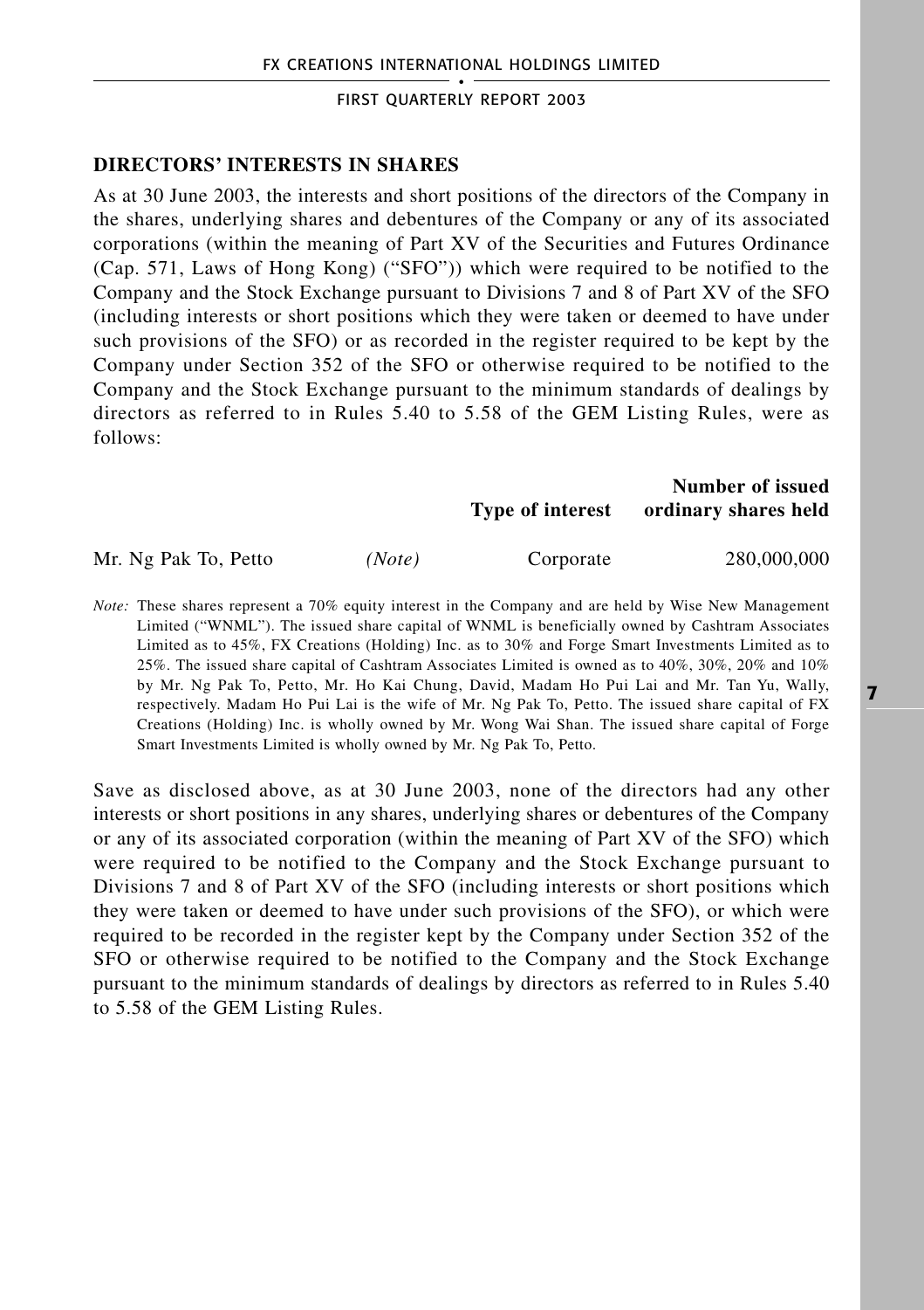## DIRECTORS' INTERESTS IN SHARES

As at 30 June 2003, the interests and short positions of the directors of the Company in the shares, underlying shares and debentures of the Company or any of its associated corporations (within the meaning of Part XV of the Securities and Futures Ordinance (Cap. 571, Laws of Hong Kong) ("SFO")) which were required to be notified to the Company and the Stock Exchange pursuant to Divisions 7 and 8 of Part XV of the SFO (including interests or short positions which they were taken or deemed to have under such provisions of the SFO) or as recorded in the register required to be kept by the Company under Section 352 of the SFO or otherwise required to be notified to the Company and the Stock Exchange pursuant to the minimum standards of dealings by directors as referred to in Rules 5.40 to 5.58 of the GEM Listing Rules, were as follows:

| | | Type of interest | Number of issued ordinary shares held |
|---|---|---|---|
| Mr. Ng Pak To, Petto | *(Note)* | Corporate | 280,000,000 |

*Note:* These shares represent a 70% equity interest in the Company and are held by Wise New Management Limited ("WNML"). The issued share capital of WNML is beneficially owned by Cashtram Associates Limited as to 45%, FX Creations (Holding) Inc. as to 30% and Forge Smart Investments Limited as to 25%. The issued share capital of Cashtram Associates Limited is owned as to 40%, 30%, 20% and 10% by Mr. Ng Pak To, Petto, Mr. Ho Kai Chung, David, Madam Ho Pui Lai and Mr. Tan Yu, Wally, respectively. Madam Ho Pui Lai is the wife of Mr. Ng Pak To, Petto. The issued share capital of FX Creations (Holding) Inc. is wholly owned by Mr. Wong Wai Shan. The issued share capital of Forge Smart Investments Limited is wholly owned by Mr. Ng Pak To, Petto.

Save as disclosed above, as at 30 June 2003, none of the directors had any other interests or short positions in any shares, underlying shares or debentures of the Company or any of its associated corporation (within the meaning of Part XV of the SFO) which were required to be notified to the Company and the Stock Exchange pursuant to Divisions 7 and 8 of Part XV of the SFO (including interests or short positions which they were taken or deemed to have under such provisions of the SFO), or which were required to be recorded in the register kept by the Company under Section 352 of the SFO or otherwise required to be notified to the Company and the Stock Exchange pursuant to the minimum standards of dealings by directors as referred to in Rules 5.40 to 5.58 of the GEM Listing Rules.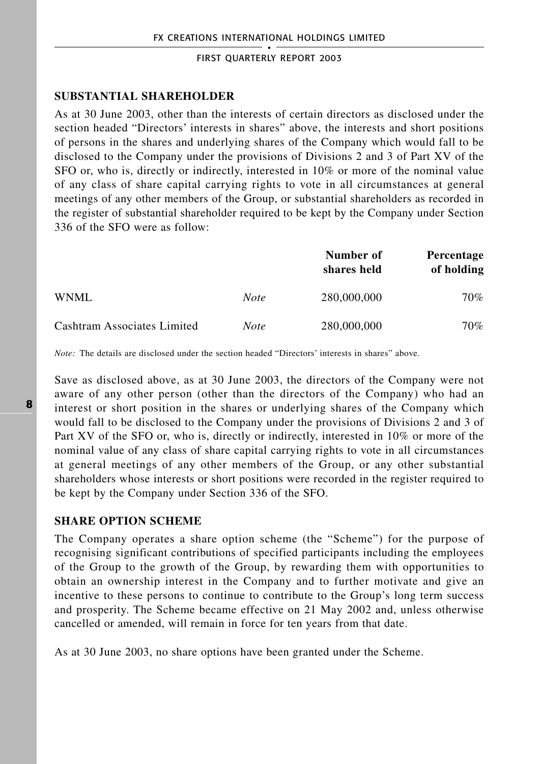## SUBSTANTIAL SHAREHOLDER

As at 30 June 2003, other than the interests of certain directors as disclosed under the section headed "Directors' interests in shares" above, the interests and short positions of persons in the shares and underlying shares of the Company which would fall to be disclosed to the Company under the provisions of Divisions 2 and 3 of Part XV of the SFO or, who is, directly or indirectly, interested in 10% or more of the nominal value of any class of share capital carrying rights to vote in all circumstances at general meetings of any other members of the Group, or substantial shareholders as recorded in the register of substantial shareholder required to be kept by the Company under Section 336 of the SFO were as follow:

| | | Number of shares held | Percentage of holding |
|---|---|---|---|
| WNML | *Note* | 280,000,000 | 70% |
| Cashtram Associates Limited | *Note* | 280,000,000 | 70% |

*Note:* The details are disclosed under the section headed "Directors' interests in shares" above.

Save as disclosed above, as at 30 June 2003, the directors of the Company were not aware of any other person (other than the directors of the Company) who had an interest or short position in the shares or underlying shares of the Company which would fall to be disclosed to the Company under the provisions of Divisions 2 and 3 of Part XV of the SFO or, who is, directly or indirectly, interested in 10% or more of the nominal value of any class of share capital carrying rights to vote in all circumstances at general meetings of any other members of the Group, or any other substantial shareholders whose interests or short positions were recorded in the register required to be kept by the Company under Section 336 of the SFO.

## SHARE OPTION SCHEME

The Company operates a share option scheme (the "Scheme") for the purpose of recognising significant contributions of specified participants including the employees of the Group to the growth of the Group, by rewarding them with opportunities to obtain an ownership interest in the Company and to further motivate and give an incentive to these persons to continue to contribute to the Group's long term success and prosperity. The Scheme became effective on 21 May 2002 and, unless otherwise cancelled or amended, will remain in force for ten years from that date.

As at 30 June 2003, no share options have been granted under the Scheme.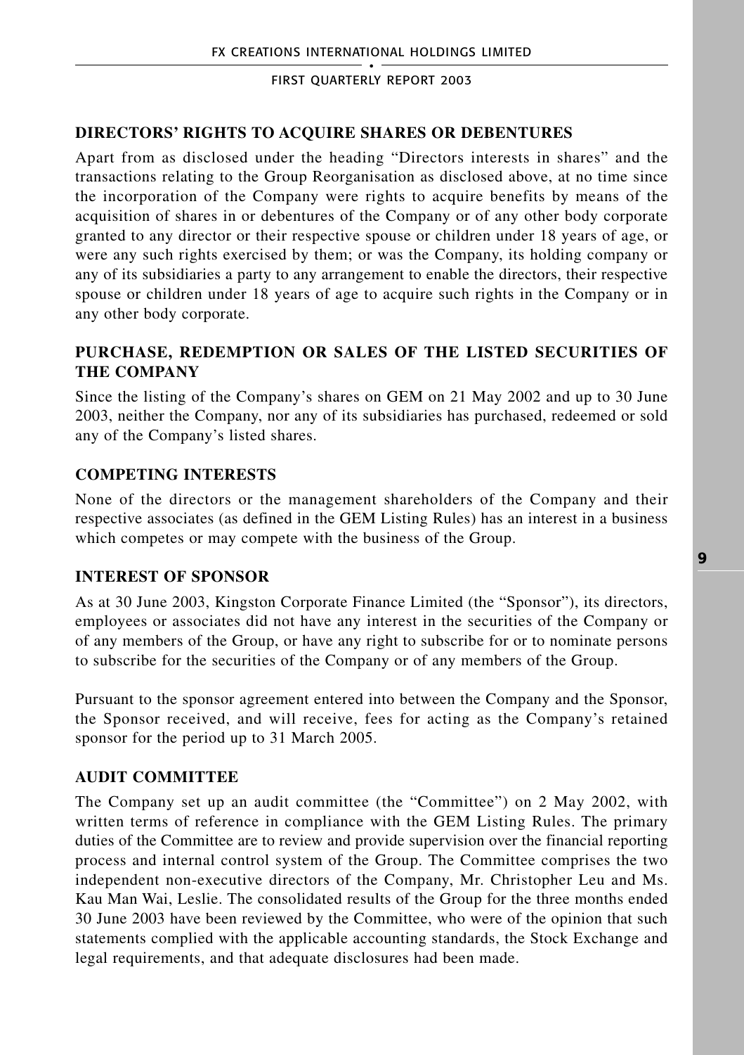## DIRECTORS' RIGHTS TO ACQUIRE SHARES OR DEBENTURES

Apart from as disclosed under the heading "Directors interests in shares" and the transactions relating to the Group Reorganisation as disclosed above, at no time since the incorporation of the Company were rights to acquire benefits by means of the acquisition of shares in or debentures of the Company or of any other body corporate granted to any director or their respective spouse or children under 18 years of age, or were any such rights exercised by them; or was the Company, its holding company or any of its subsidiaries a party to any arrangement to enable the directors, their respective spouse or children under 18 years of age to acquire such rights in the Company or in any other body corporate.

## PURCHASE, REDEMPTION OR SALES OF THE LISTED SECURITIES OF THE COMPANY

Since the listing of the Company's shares on GEM on 21 May 2002 and up to 30 June 2003, neither the Company, nor any of its subsidiaries has purchased, redeemed or sold any of the Company's listed shares.

## COMPETING INTERESTS

None of the directors or the management shareholders of the Company and their respective associates (as defined in the GEM Listing Rules) has an interest in a business which competes or may compete with the business of the Group.

## INTEREST OF SPONSOR

As at 30 June 2003, Kingston Corporate Finance Limited (the "Sponsor"), its directors, employees or associates did not have any interest in the securities of the Company or of any members of the Group, or have any right to subscribe for or to nominate persons to subscribe for the securities of the Company or of any members of the Group.

Pursuant to the sponsor agreement entered into between the Company and the Sponsor, the Sponsor received, and will receive, fees for acting as the Company's retained sponsor for the period up to 31 March 2005.

## AUDIT COMMITTEE

The Company set up an audit committee (the "Committee") on 2 May 2002, with written terms of reference in compliance with the GEM Listing Rules. The primary duties of the Committee are to review and provide supervision over the financial reporting process and internal control system of the Group. The Committee comprises the two independent non-executive directors of the Company, Mr. Christopher Leu and Ms. Kau Man Wai, Leslie. The consolidated results of the Group for the three months ended 30 June 2003 have been reviewed by the Committee, who were of the opinion that such statements complied with the applicable accounting standards, the Stock Exchange and legal requirements, and that adequate disclosures had been made.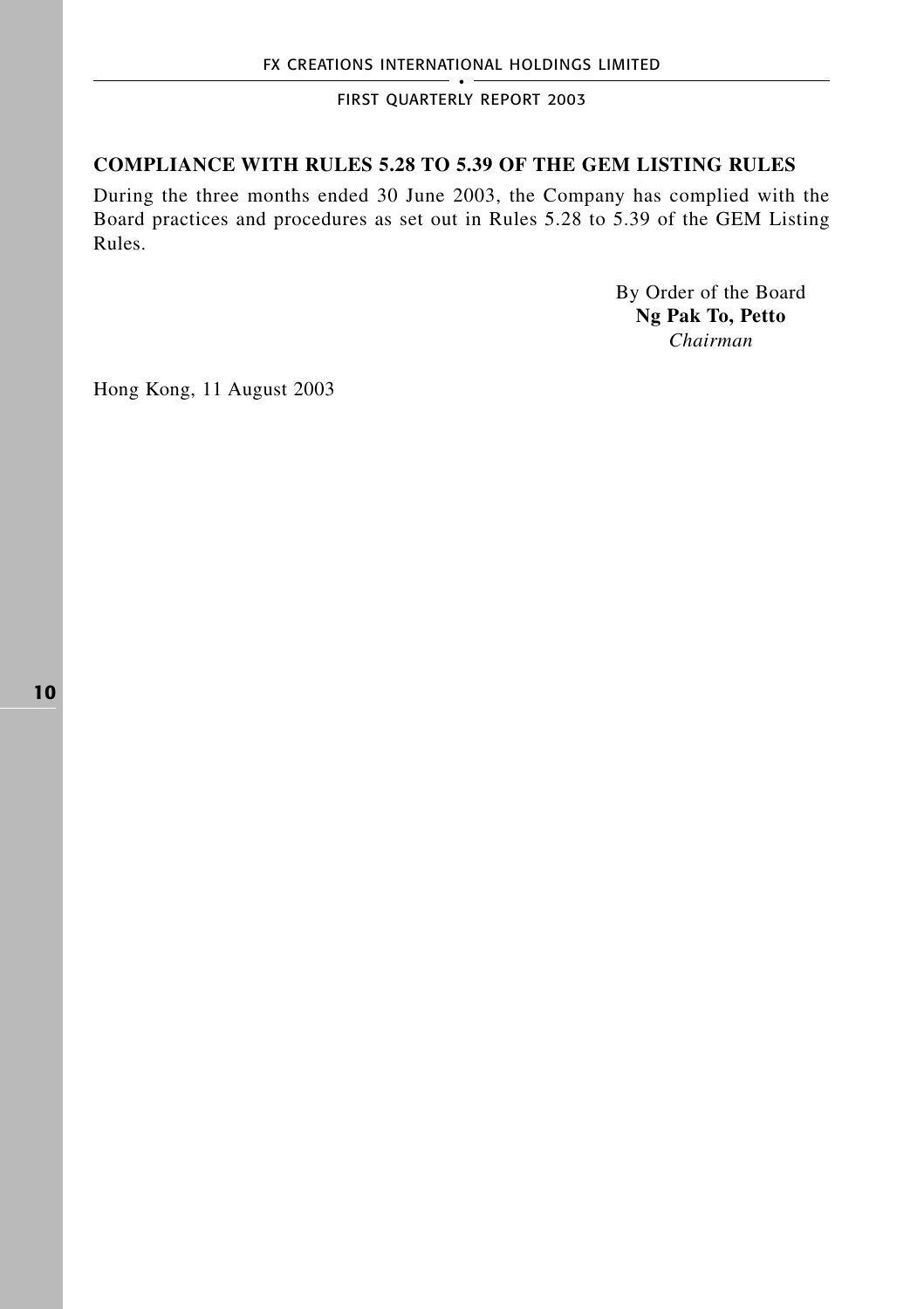## COMPLIANCE WITH RULES 5.28 TO 5.39 OF THE GEM LISTING RULES

During the three months ended 30 June 2003, the Company has complied with the Board practices and procedures as set out in Rules 5.28 to 5.39 of the GEM Listing Rules.

By Order of the Board
**Ng Pak To, Petto**
*Chairman*

Hong Kong, 11 August 2003